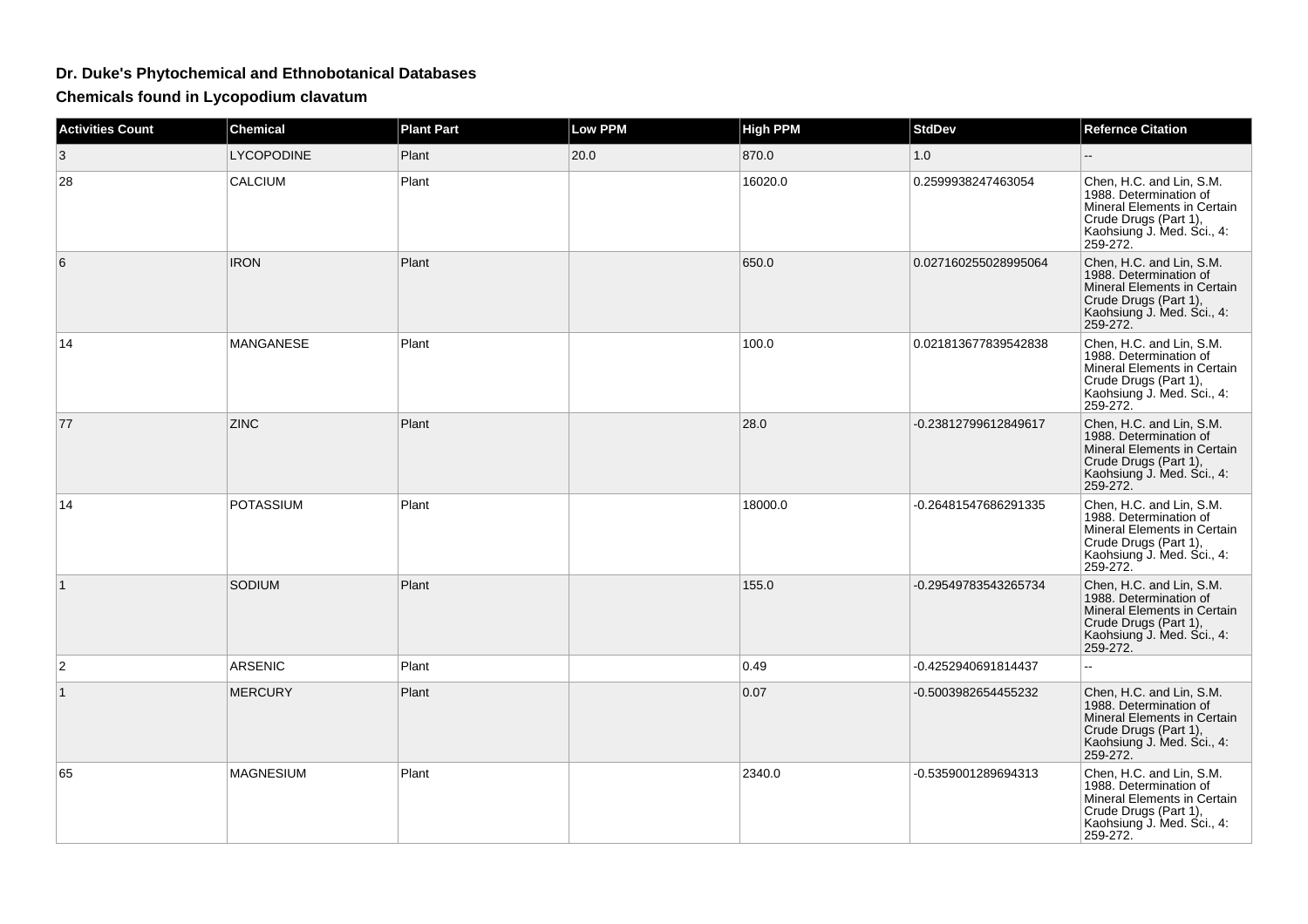# Dr. Duke's Phytochemical and Ethnobotanical Databases

## Chemicals found in Lycopodium clavatum

| Activities Count | Chemical | Plant Part | Low PPM | High PPM | StdDev | Refernce Citation |
|---|---|---|---|---|---|---|
| 3 | LYCOPODINE | Plant | 20.0 | 870.0 | 1.0 | -- |
| 28 | CALCIUM | Plant | | 16020.0 | 0.2599938247463054 | Chen, H.C. and Lin, S.M. 1988. Determination of Mineral Elements in Certain Crude Drugs (Part 1), Kaohsiung J. Med. Sci., 4: 259-272. |
| 6 | IRON | Plant | | 650.0 | 0.027160255028995064 | Chen, H.C. and Lin, S.M. 1988. Determination of Mineral Elements in Certain Crude Drugs (Part 1), Kaohsiung J. Med. Sci., 4: 259-272. |
| 14 | MANGANESE | Plant | | 100.0 | 0.021813677839542838 | Chen, H.C. and Lin, S.M. 1988. Determination of Mineral Elements in Certain Crude Drugs (Part 1), Kaohsiung J. Med. Sci., 4: 259-272. |
| 77 | ZINC | Plant | | 28.0 | -0.23812799612849617 | Chen, H.C. and Lin, S.M. 1988. Determination of Mineral Elements in Certain Crude Drugs (Part 1), Kaohsiung J. Med. Sci., 4: 259-272. |
| 14 | POTASSIUM | Plant | | 18000.0 | -0.26481547686291335 | Chen, H.C. and Lin, S.M. 1988. Determination of Mineral Elements in Certain Crude Drugs (Part 1), Kaohsiung J. Med. Sci., 4: 259-272. |
| 1 | SODIUM | Plant | | 155.0 | -0.29549783543265734 | Chen, H.C. and Lin, S.M. 1988. Determination of Mineral Elements in Certain Crude Drugs (Part 1), Kaohsiung J. Med. Sci., 4: 259-272. |
| 2 | ARSENIC | Plant | | 0.49 | -0.4252940691814437 | -- |
| 1 | MERCURY | Plant | | 0.07 | -0.5003982654455232 | Chen, H.C. and Lin, S.M. 1988. Determination of Mineral Elements in Certain Crude Drugs (Part 1), Kaohsiung J. Med. Sci., 4: 259-272. |
| 65 | MAGNESIUM | Plant | | 2340.0 | -0.5359001289694313 | Chen, H.C. and Lin, S.M. 1988. Determination of Mineral Elements in Certain Crude Drugs (Part 1), Kaohsiung J. Med. Sci., 4: 259-272. |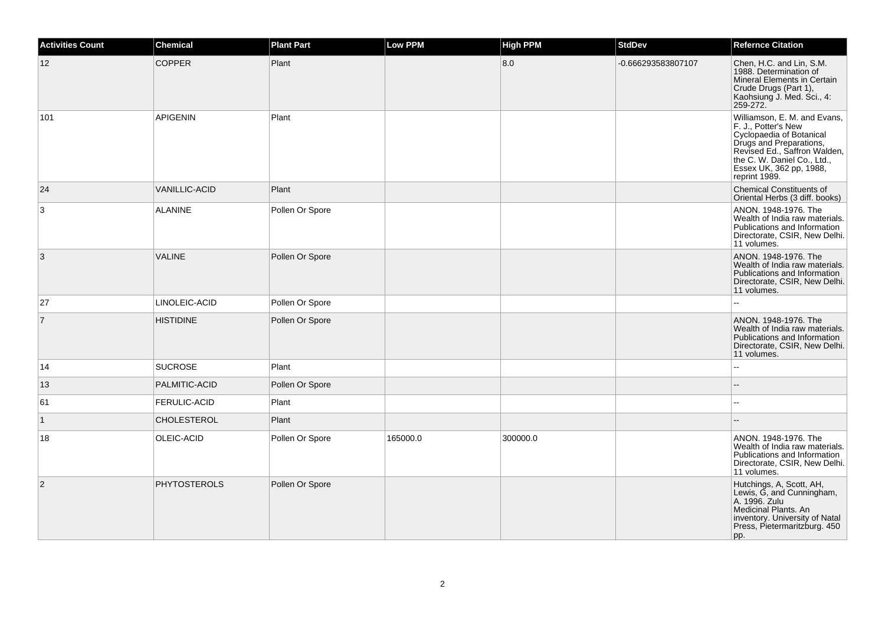| Activities Count | Chemical | Plant Part | Low PPM | High PPM | StdDev | Refernce Citation |
|---|---|---|---|---|---|---|
| 12 | COPPER | Plant | | 8.0 | -0.666293583807107 | Chen, H.C. and Lin, S.M. 1988. Determination of Mineral Elements in Certain Crude Drugs (Part 1), Kaohsiung J. Med. Sci., 4: 259-272. |
| 101 | APIGENIN | Plant | | | | Williamson, E. M. and Evans, F. J., Potter's New Cyclopaedia of Botanical Drugs and Preparations, Revised Ed., Saffron Walden, the C. W. Daniel Co., Ltd., Essex UK, 362 pp, 1988, reprint 1989. |
| 24 | VANILLIC-ACID | Plant | | | | Chemical Constituents of Oriental Herbs (3 diff. books) |
| 3 | ALANINE | Pollen Or Spore | | | | ANON. 1948-1976. The Wealth of India raw materials. Publications and Information Directorate, CSIR, New Delhi. 11 volumes. |
| 3 | VALINE | Pollen Or Spore | | | | ANON. 1948-1976. The Wealth of India raw materials. Publications and Information Directorate, CSIR, New Delhi. 11 volumes. |
| 27 | LINOLEIC-ACID | Pollen Or Spore | | | | -- |
| 7 | HISTIDINE | Pollen Or Spore | | | | ANON. 1948-1976. The Wealth of India raw materials. Publications and Information Directorate, CSIR, New Delhi. 11 volumes. |
| 14 | SUCROSE | Plant | | | | -- |
| 13 | PALMITIC-ACID | Pollen Or Spore | | | | -- |
| 61 | FERULIC-ACID | Plant | | | | -- |
| 1 | CHOLESTEROL | Plant | | | | -- |
| 18 | OLEIC-ACID | Pollen Or Spore | 165000.0 | 300000.0 | | ANON. 1948-1976. The Wealth of India raw materials. Publications and Information Directorate, CSIR, New Delhi. 11 volumes. |
| 2 | PHYTOSTEROLS | Pollen Or Spore | | | | Hutchings, A, Scott, AH, Lewis, G, and Cunningham, A. 1996. Zulu Medicinal Plants. An inventory. University of Natal Press, Pietermaritzburg. 450 pp. |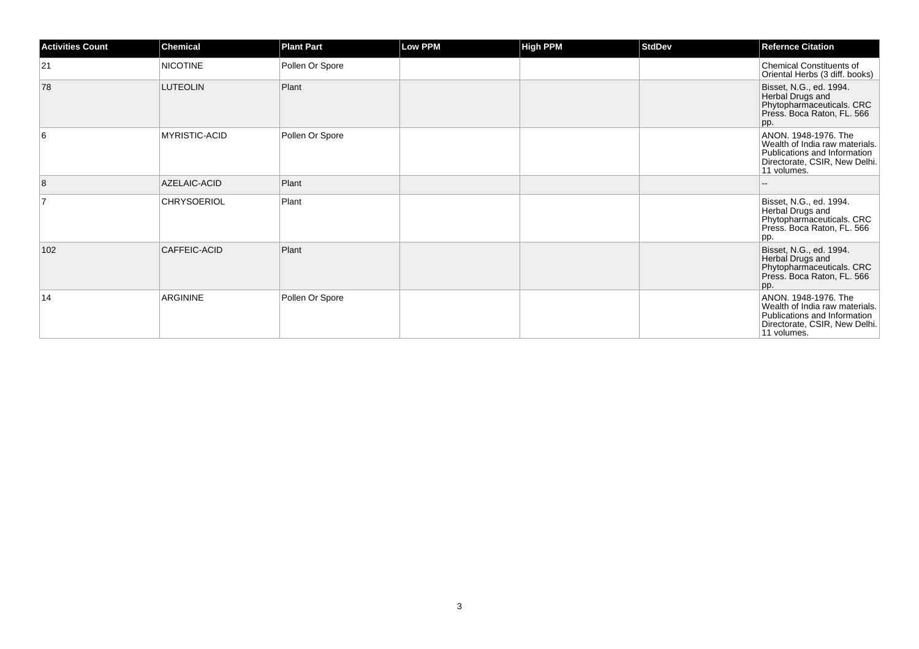| Activities Count | Chemical | Plant Part | Low PPM | High PPM | StdDev | Refernce Citation |
|---|---|---|---|---|---|---|
| 21 | NICOTINE | Pollen Or Spore | | | | Chemical Constituents of Oriental Herbs (3 diff. books) |
| 78 | LUTEOLIN | Plant | | | | Bisset, N.G., ed. 1994. Herbal Drugs and Phytopharmaceuticals. CRC Press. Boca Raton, FL. 566 pp. |
| 6 | MYRISTIC-ACID | Pollen Or Spore | | | | ANON. 1948-1976. The Wealth of India raw materials. Publications and Information Directorate, CSIR, New Delhi. 11 volumes. |
| 8 | AZELAIC-ACID | Plant | | | | -- |
| 7 | CHRYSOERIOL | Plant | | | | Bisset, N.G., ed. 1994. Herbal Drugs and Phytopharmaceuticals. CRC Press. Boca Raton, FL. 566 pp. |
| 102 | CAFFEIC-ACID | Plant | | | | Bisset, N.G., ed. 1994. Herbal Drugs and Phytopharmaceuticals. CRC Press. Boca Raton, FL. 566 pp. |
| 14 | ARGININE | Pollen Or Spore | | | | ANON. 1948-1976. The Wealth of India raw materials. Publications and Information Directorate, CSIR, New Delhi. 11 volumes. |